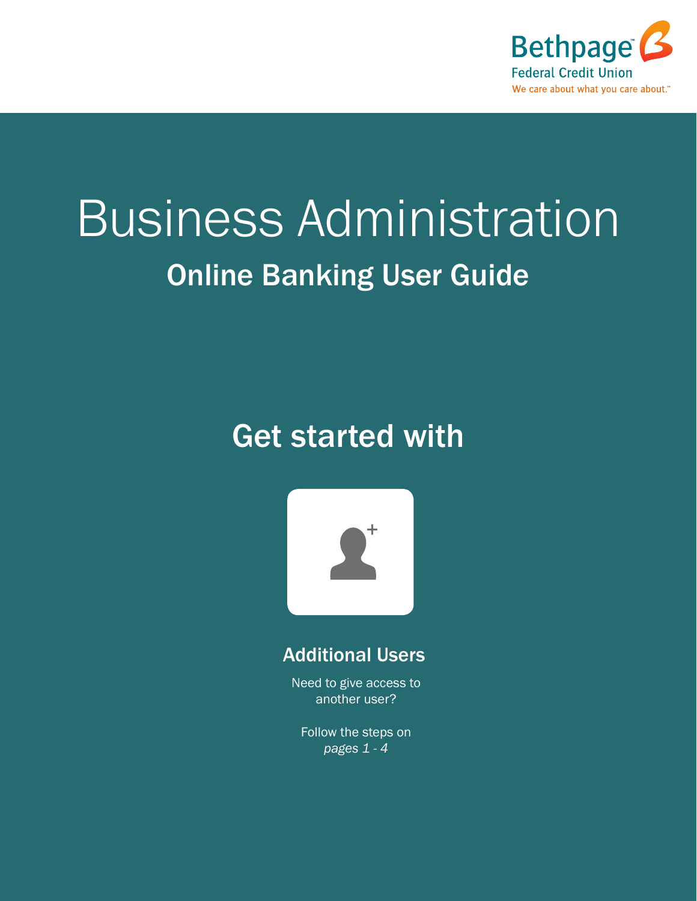Bethpage™ Federal Credit Union

We care about what you care about.™

# Business Administration

## Online Banking User Guide

## Get started with

### Additional Users

Need to give access to another user?

Follow the steps on *pages 1 - 4*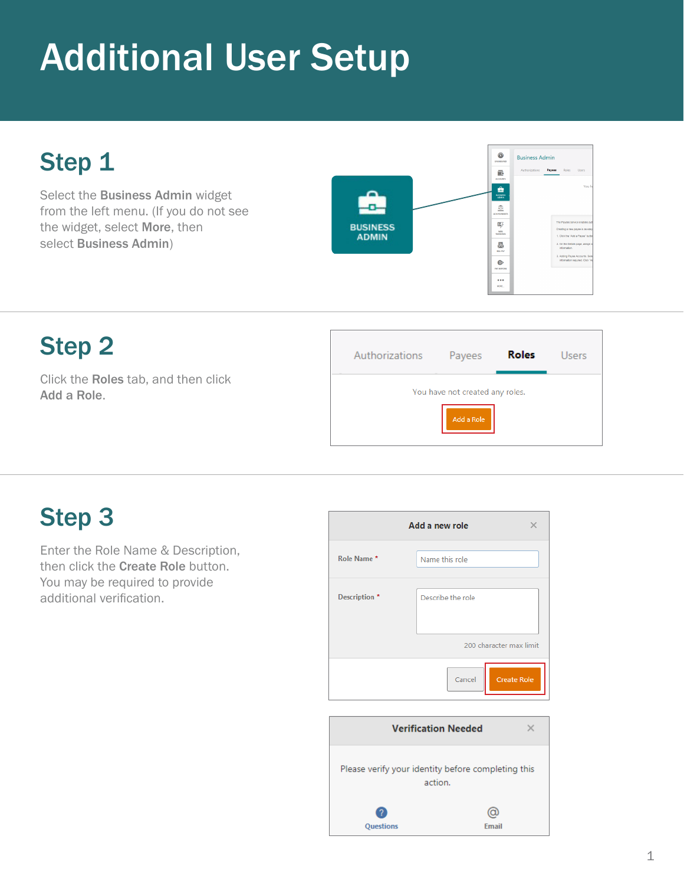# Additional User Setup

## Step 1

Select the **Business Admin** widget from the left menu. (If you do not see the widget, select **More**, then select **Business Admin**)

## Step 2

Click the **Roles** tab, and then click **Add a Role**.

## Step 3

Enter the Role Name & Description, then click the **Create Role** button. You may be required to provide additional verification.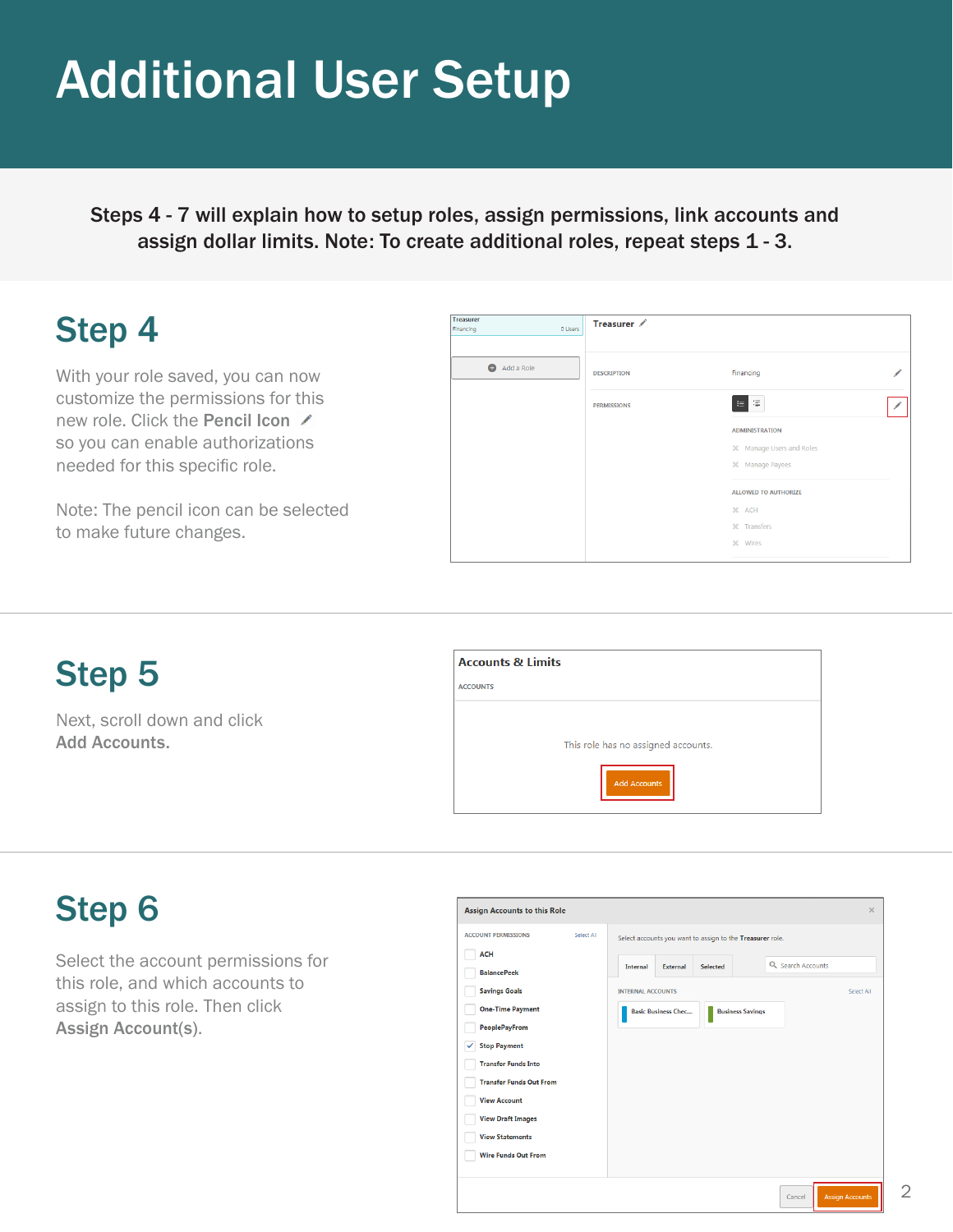# Additional User Setup

**Steps 4 - 7 will explain how to setup roles, assign permissions, link accounts and assign dollar limits. Note: To create additional roles, repeat steps 1 - 3.**

## Step 4

With your role saved, you can now customize the permissions for this new role. Click the **Pencil Icon** so you can enable authorizations needed for this specific role.

Note: The pencil icon can be selected to make future changes.

## Step 5

Next, scroll down and click **Add Accounts.**

## Step 6

Select the account permissions for this role, and which accounts to assign to this role. Then click **Assign Account(s)**.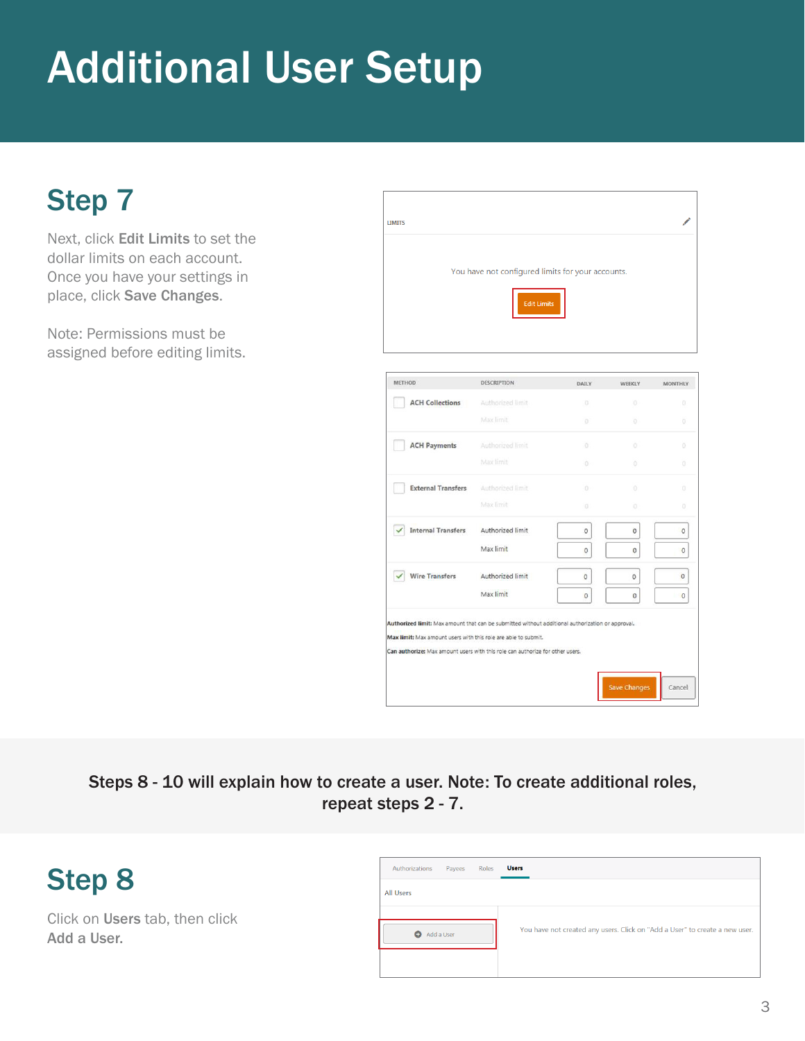# Additional User Setup

## Step 7

Next, click **Edit Limits** to set the dollar limits on each account. Once you have your settings in place, click **Save Changes**.

Note: Permissions must be assigned before editing limits.

**Steps 8 - 10 will explain how to create a user. Note: To create additional roles, repeat steps 2 - 7.**

## Step 8

Click on **Users** tab, then click **Add a User.**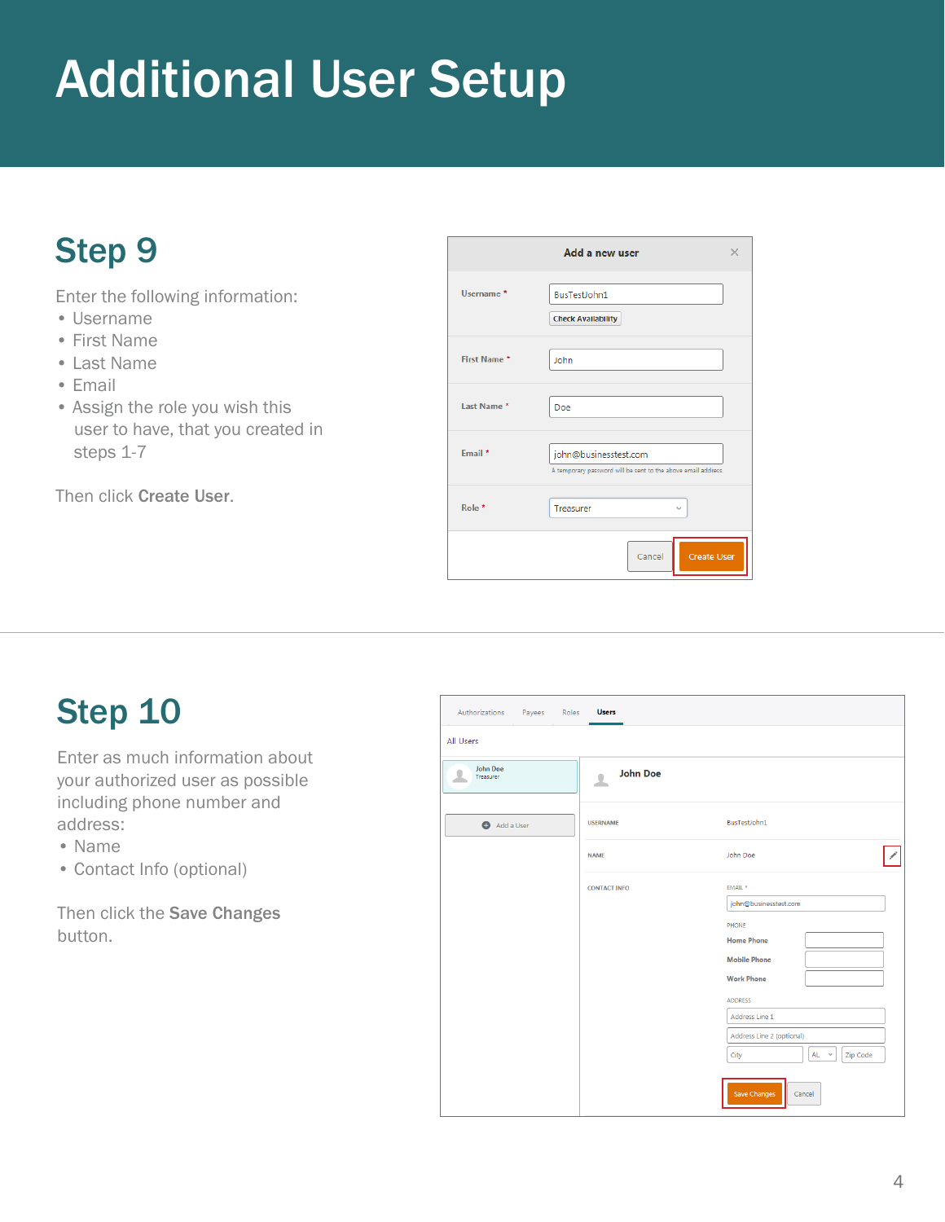# Additional User Setup

## Step 9

Enter the following information:

- Username
- First Name
- Last Name
- Email
- Assign the role you wish this user to have, that you created in steps 1-7

Then click **Create User**.

## Step 10

Enter as much information about your authorized user as possible including phone number and address:

- Name
- Contact Info (optional)

Then click the **Save Changes** button.